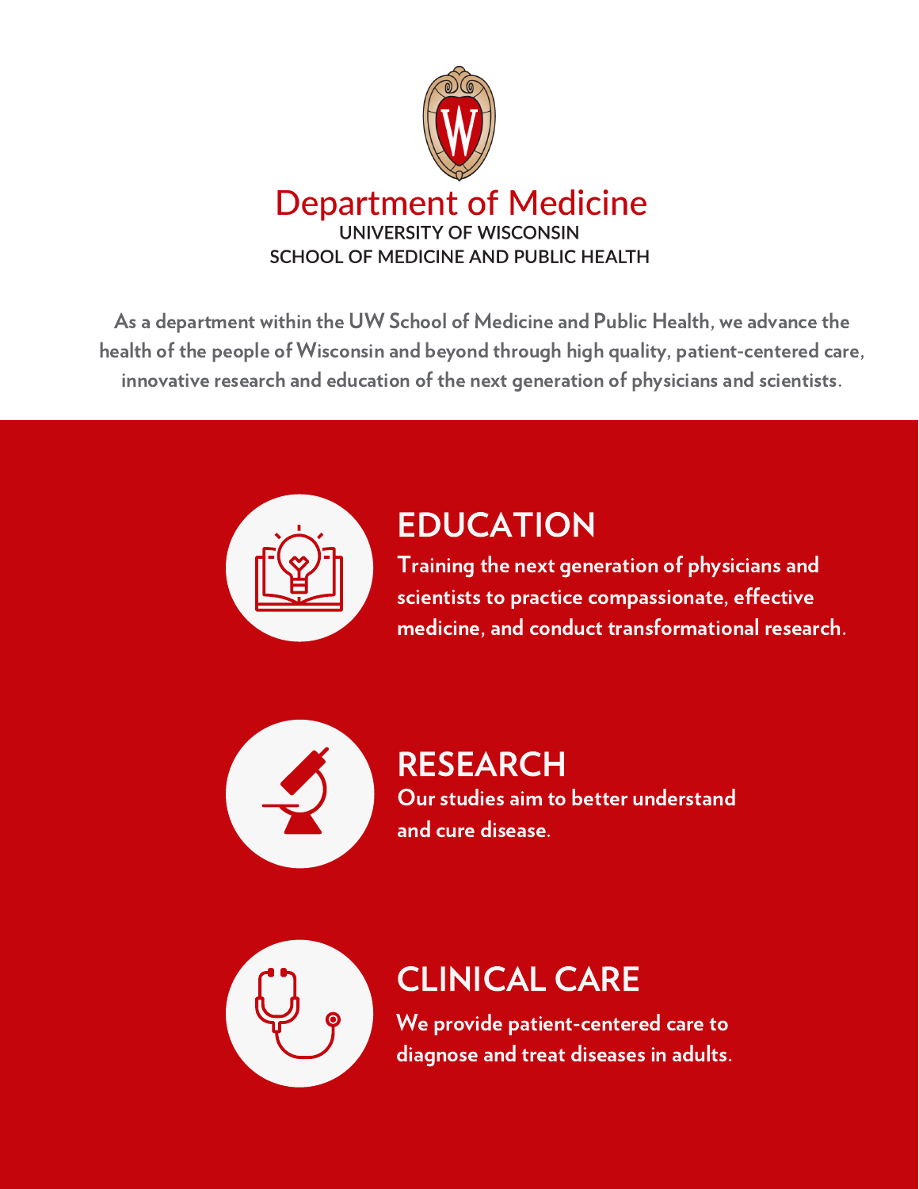# Department of Medicine

**UNIVERSITY OF WISCONSIN**
**SCHOOL OF MEDICINE AND PUBLIC HEALTH**

As a department within the UW School of Medicine and Public Health, we advance the health of the people of Wisconsin and beyond through high quality, patient-centered care, innovative research and education of the next generation of physicians and scientists.

## EDUCATION

Training the next generation of physicians and scientists to practice compassionate, effective medicine, and conduct transformational research.

## RESEARCH

Our studies aim to better understand and cure disease.

## CLINICAL CARE

We provide patient-centered care to diagnose and treat diseases in adults.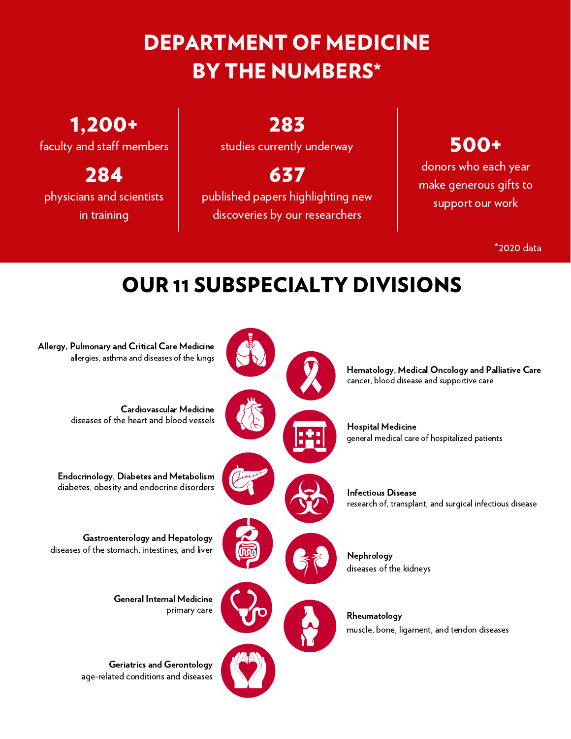# DEPARTMENT OF MEDICINE BY THE NUMBERS*

**1,200+**
faculty and staff members

**284**
physicians and scientists in training

**283**
studies currently underway

**637**
published papers highlighting new discoveries by our researchers

**500+**
donors who each year make generous gifts to support our work

*2020 data

## OUR 11 SUBSPECIALTY DIVISIONS

**Allergy, Pulmonary and Critical Care Medicine**
allergies, asthma and diseases of the lungs

**Cardiovascular Medicine**
diseases of the heart and blood vessels

**Endocrinology, Diabetes and Metabolism**
diabetes, obesity and endocrine disorders

**Gastroenterology and Hepatology**
diseases of the stomach, intestines, and liver

**General Internal Medicine**
primary care

**Geriatrics and Gerontology**
age-related conditions and diseases

**Hematology, Medical Oncology and Palliative Care**
cancer, blood disease and supportive care

**Hospital Medicine**
general medical care of hospitalized patients

**Infectious Disease**
research of, transplant, and surgical infectious disease

**Nephrology**
diseases of the kidneys

**Rheumatology**
muscle, bone, ligament, and tendon diseases